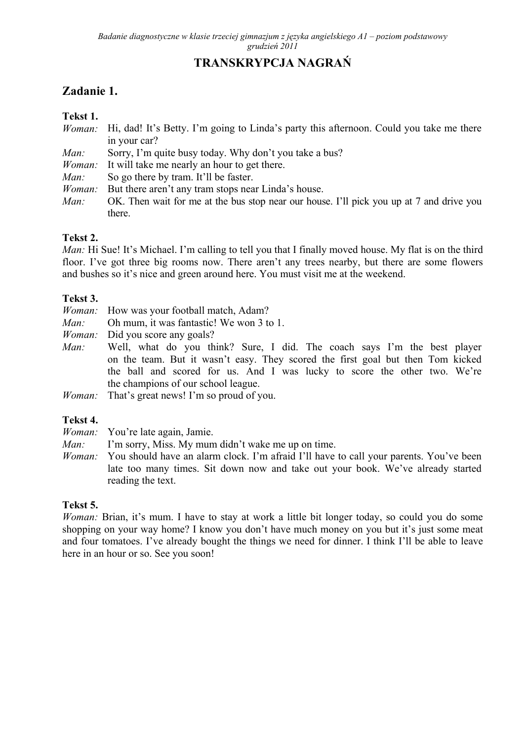*Badanie diagnostyczne w klasie trzeciej gimnazjum z języka angielskiego A1 – poziom podstawowy*
*grudzień 2011*

# TRANSKRYPCJA NAGRAŃ

## Zadanie 1.

### Tekst 1.

*Woman:* Hi, dad! It's Betty. I'm going to Linda's party this afternoon. Could you take me there in your car?
*Man:* Sorry, I'm quite busy today. Why don't you take a bus?
*Woman:* It will take me nearly an hour to get there.
*Man:* So go there by tram. It'll be faster.
*Woman:* But there aren't any tram stops near Linda's house.
*Man:* OK. Then wait for me at the bus stop near our house. I'll pick you up at 7 and drive you there.

### Tekst 2.

*Man:* Hi Sue! It's Michael. I'm calling to tell you that I finally moved house. My flat is on the third floor. I've got three big rooms now. There aren't any trees nearby, but there are some flowers and bushes so it's nice and green around here. You must visit me at the weekend.

### Tekst 3.

*Woman:* How was your football match, Adam?
*Man:* Oh mum, it was fantastic! We won 3 to 1.
*Woman:* Did you score any goals?
*Man:* Well, what do you think? Sure, I did. The coach says I'm the best player on the team. But it wasn't easy. They scored the first goal but then Tom kicked the ball and scored for us. And I was lucky to score the other two. We're the champions of our school league.
*Woman:* That's great news! I'm so proud of you.

### Tekst 4.

*Woman:* You're late again, Jamie.
*Man:* I'm sorry, Miss. My mum didn't wake me up on time.
*Woman:* You should have an alarm clock. I'm afraid I'll have to call your parents. You've been late too many times. Sit down now and take out your book. We've already started reading the text.

### Tekst 5.

*Woman:* Brian, it's mum. I have to stay at work a little bit longer today, so could you do some shopping on your way home? I know you don't have much money on you but it's just some meat and four tomatoes. I've already bought the things we need for dinner. I think I'll be able to leave here in an hour or so. See you soon!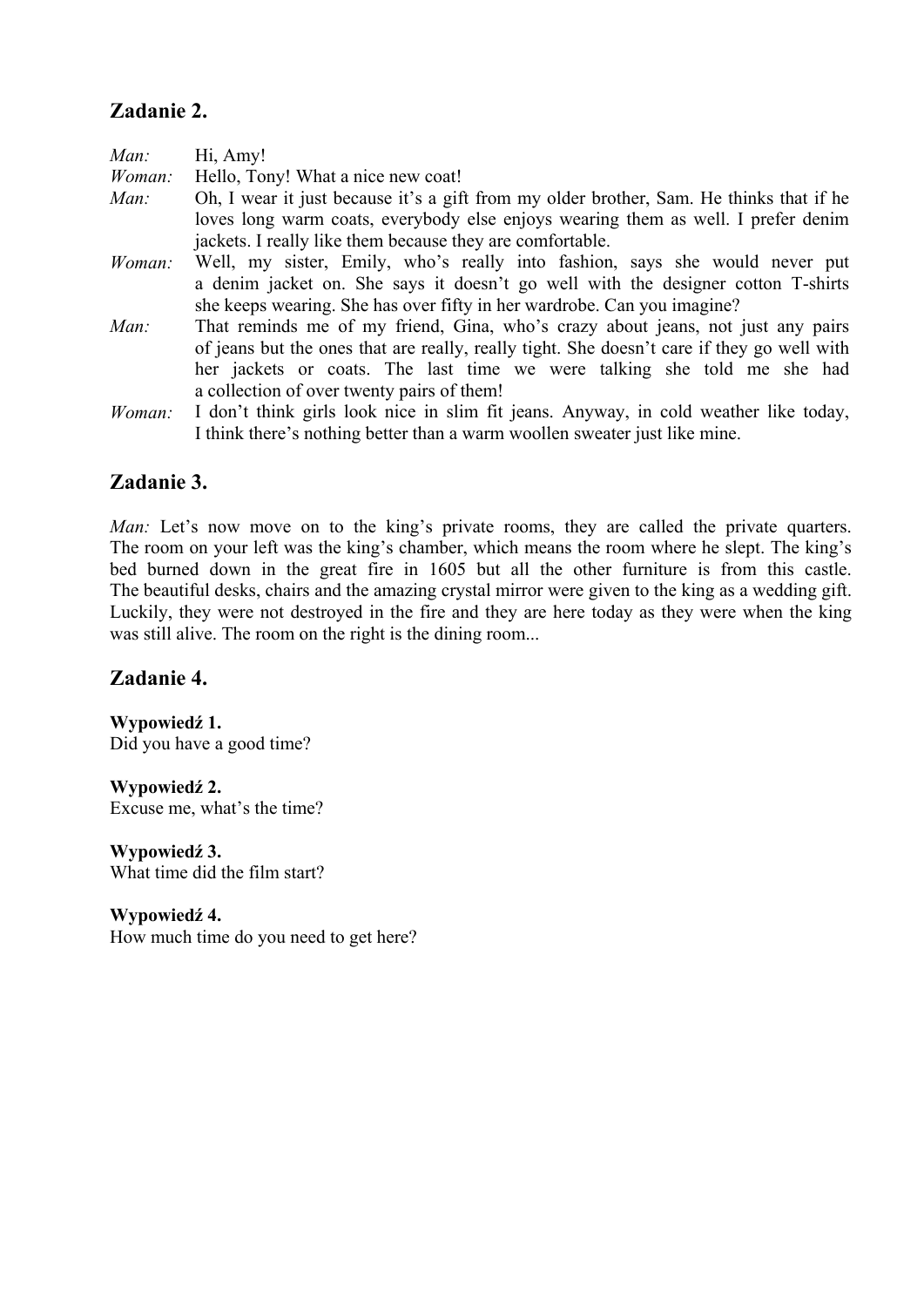## Zadanie 2.

*Man:* Hi, Amy!

*Woman:* Hello, Tony! What a nice new coat!

*Man:* Oh, I wear it just because it's a gift from my older brother, Sam. He thinks that if he loves long warm coats, everybody else enjoys wearing them as well. I prefer denim jackets. I really like them because they are comfortable.

*Woman:* Well, my sister, Emily, who's really into fashion, says she would never put a denim jacket on. She says it doesn't go well with the designer cotton T-shirts she keeps wearing. She has over fifty in her wardrobe. Can you imagine?

*Man:* That reminds me of my friend, Gina, who's crazy about jeans, not just any pairs of jeans but the ones that are really, really tight. She doesn't care if they go well with her jackets or coats. The last time we were talking she told me she had a collection of over twenty pairs of them!

*Woman:* I don't think girls look nice in slim fit jeans. Anyway, in cold weather like today, I think there's nothing better than a warm woollen sweater just like mine.

## Zadanie 3.

*Man:* Let's now move on to the king's private rooms, they are called the private quarters. The room on your left was the king's chamber, which means the room where he slept. The king's bed burned down in the great fire in 1605 but all the other furniture is from this castle. The beautiful desks, chairs and the amazing crystal mirror were given to the king as a wedding gift. Luckily, they were not destroyed in the fire and they are here today as they were when the king was still alive. The room on the right is the dining room...

## Zadanie 4.

**Wypowiedź 1.**
Did you have a good time?

**Wypowiedź 2.**
Excuse me, what's the time?

**Wypowiedź 3.**
What time did the film start?

**Wypowiedź 4.**
How much time do you need to get here?